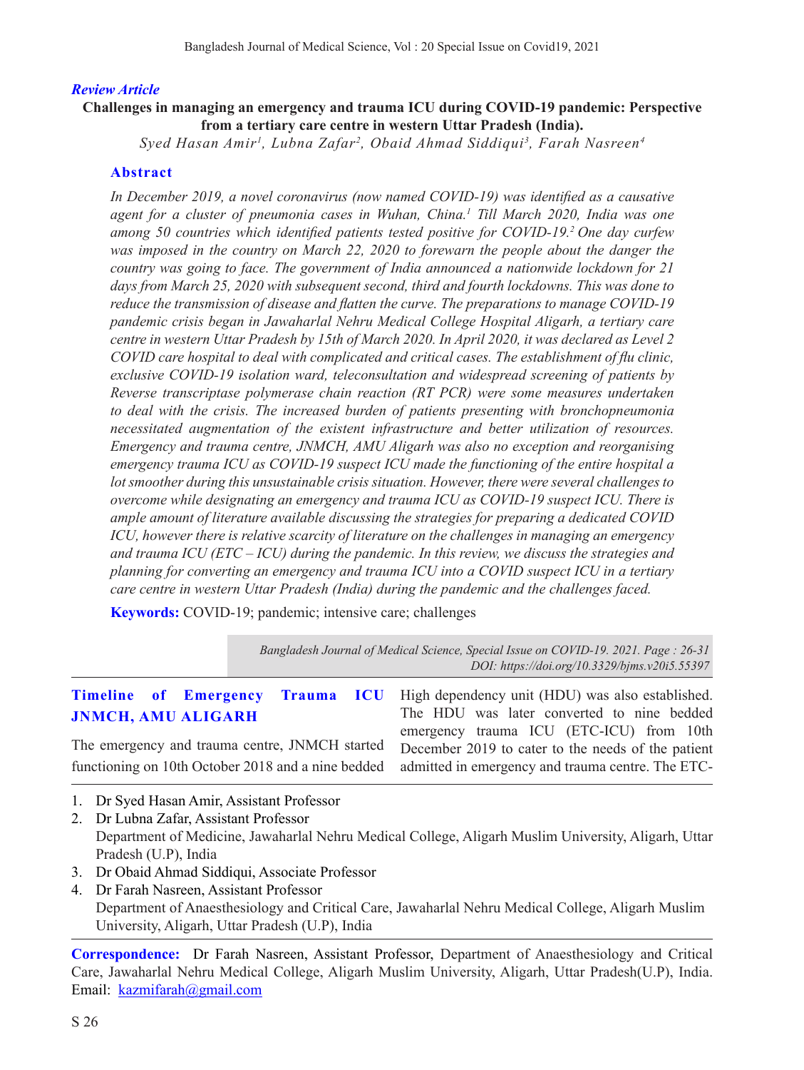*Review Article*

# Challenges in managing an emergency and trauma ICU during COVID-19 pandemic: Perspective from a tertiary care centre in western Uttar Pradesh (India).

*Syed Hasan Amir[1], Lubna Zafar[2], Obaid Ahmad Siddiqui[3], Farah Nasreen[4]*

## Abstract

*In December 2019, a novel coronavirus (now named COVID-19) was identified as a causative agent for a cluster of pneumonia cases in Wuhan, China.[1] Till March 2020, India was one among 50 countries which identified patients tested positive for COVID-19.[2] One day curfew was imposed in the country on March 22, 2020 to forewarn the people about the danger the country was going to face. The government of India announced a nationwide lockdown for 21 days from March 25, 2020 with subsequent second, third and fourth lockdowns. This was done to reduce the transmission of disease and flatten the curve. The preparations to manage COVID-19 pandemic crisis began in Jawaharlal Nehru Medical College Hospital Aligarh, a tertiary care centre in western Uttar Pradesh by 15th of March 2020. In April 2020, it was declared as Level 2 COVID care hospital to deal with complicated and critical cases. The establishment of flu clinic, exclusive COVID-19 isolation ward, teleconsultation and widespread screening of patients by Reverse transcriptase polymerase chain reaction (RT PCR) were some measures undertaken to deal with the crisis. The increased burden of patients presenting with bronchopneumonia necessitated augmentation of the existent infrastructure and better utilization of resources. Emergency and trauma centre, JNMCH, AMU Aligarh was also no exception and reorganising emergency trauma ICU as COVID-19 suspect ICU made the functioning of the entire hospital a lot smoother during this unsustainable crisis situation. However, there were several challenges to overcome while designating an emergency and trauma ICU as COVID-19 suspect ICU. There is ample amount of literature available discussing the strategies for preparing a dedicated COVID ICU, however there is relative scarcity of literature on the challenges in managing an emergency and trauma ICU (ETC – ICU) during the pandemic. In this review, we discuss the strategies and planning for converting an emergency and trauma ICU into a COVID suspect ICU in a tertiary care centre in western Uttar Pradesh (India) during the pandemic and the challenges faced.*

**Keywords:** COVID-19; pandemic; intensive care; challenges

*Bangladesh Journal of Medical Science, Special Issue on COVID-19. 2021. Page : 26-31*
*DOI: https://doi.org/10.3329/bjms.v20i5.55397*

## Timeline of Emergency Trauma ICU JNMCH, AMU ALIGARH

The emergency and trauma centre, JNMCH started functioning on 10th October 2018 and a nine bedded High dependency unit (HDU) was also established. The HDU was later converted to nine bedded emergency trauma ICU (ETC-ICU) from 10th December 2019 to cater to the needs of the patient admitted in emergency and trauma centre. The ETC-

1. Dr Syed Hasan Amir, Assistant Professor
2. Dr Lubna Zafar, Assistant Professor
   Department of Medicine, Jawaharlal Nehru Medical College, Aligarh Muslim University, Aligarh, Uttar Pradesh (U.P), India
3. Dr Obaid Ahmad Siddiqui, Associate Professor
4. Dr Farah Nasreen, Assistant Professor
   Department of Anaesthesiology and Critical Care, Jawaharlal Nehru Medical College, Aligarh Muslim University, Aligarh, Uttar Pradesh (U.P), India

**Correspondence:** Dr Farah Nasreen, Assistant Professor, Department of Anaesthesiology and Critical Care, Jawaharlal Nehru Medical College, Aligarh Muslim University, Aligarh, Uttar Pradesh(U.P), India. Email: kazmifarah@gmail.com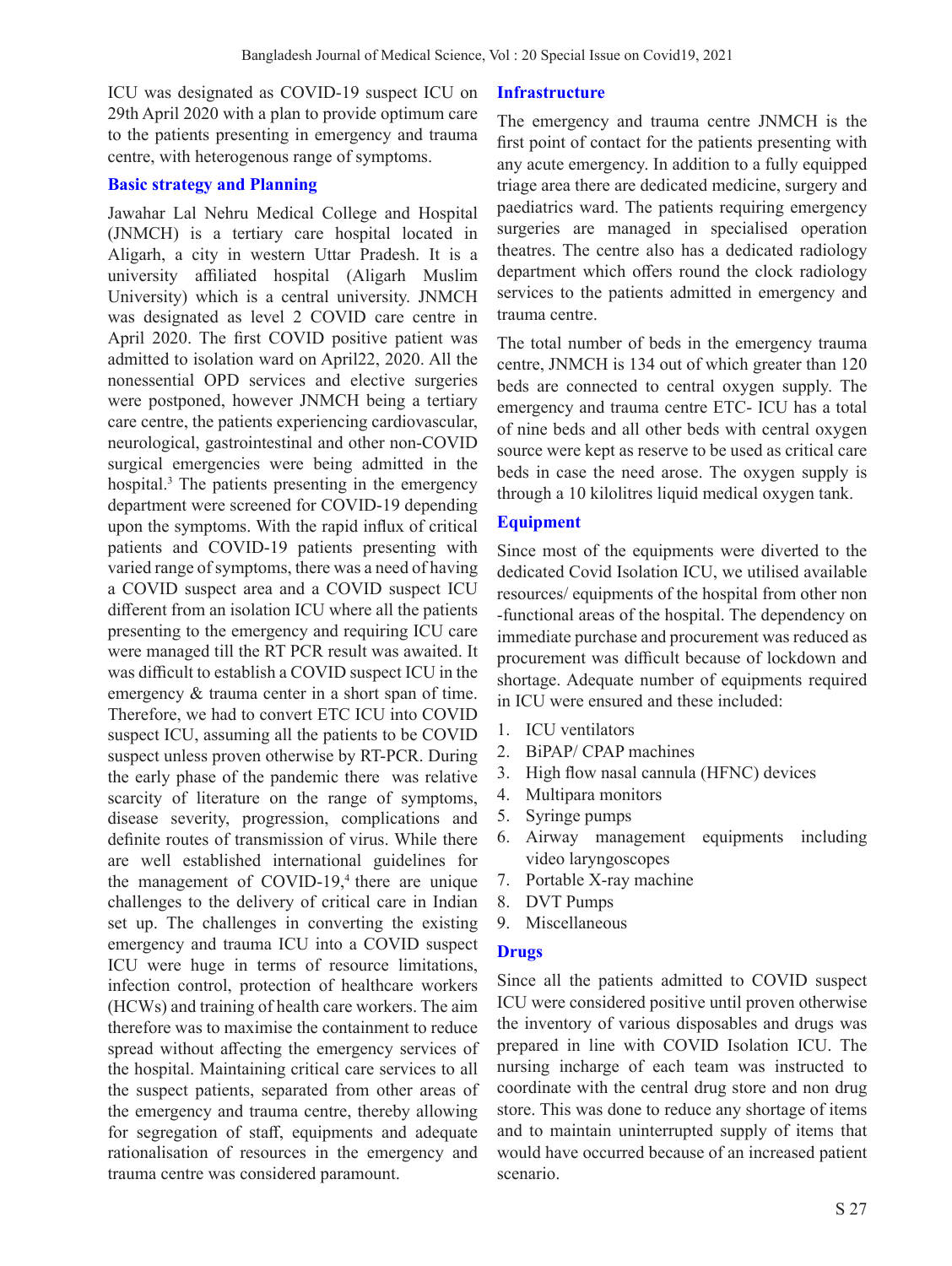ICU was designated as COVID-19 suspect ICU on 29th April 2020 with a plan to provide optimum care to the patients presenting in emergency and trauma centre, with heterogenous range of symptoms.

## Basic strategy and Planning

Jawahar Lal Nehru Medical College and Hospital (JNMCH) is a tertiary care hospital located in Aligarh, a city in western Uttar Pradesh. It is a university affiliated hospital (Aligarh Muslim University) which is a central university. JNMCH was designated as level 2 COVID care centre in April 2020. The first COVID positive patient was admitted to isolation ward on April22, 2020. All the nonessential OPD services and elective surgeries were postponed, however JNMCH being a tertiary care centre, the patients experiencing cardiovascular, neurological, gastrointestinal and other non-COVID surgical emergencies were being admitted in the hospital.[3] The patients presenting in the emergency department were screened for COVID-19 depending upon the symptoms. With the rapid influx of critical patients and COVID-19 patients presenting with varied range of symptoms, there was a need of having a COVID suspect area and a COVID suspect ICU different from an isolation ICU where all the patients presenting to the emergency and requiring ICU care were managed till the RT PCR result was awaited. It was difficult to establish a COVID suspect ICU in the emergency & trauma center in a short span of time. Therefore, we had to convert ETC ICU into COVID suspect ICU, assuming all the patients to be COVID suspect unless proven otherwise by RT-PCR. During the early phase of the pandemic there was relative scarcity of literature on the range of symptoms, disease severity, progression, complications and definite routes of transmission of virus. While there are well established international guidelines for the management of COVID-19,[4] there are unique challenges to the delivery of critical care in Indian set up. The challenges in converting the existing emergency and trauma ICU into a COVID suspect ICU were huge in terms of resource limitations, infection control, protection of healthcare workers (HCWs) and training of health care workers. The aim therefore was to maximise the containment to reduce spread without affecting the emergency services of the hospital. Maintaining critical care services to all the suspect patients, separated from other areas of the emergency and trauma centre, thereby allowing for segregation of staff, equipments and adequate rationalisation of resources in the emergency and trauma centre was considered paramount.

## Infrastructure

The emergency and trauma centre JNMCH is the first point of contact for the patients presenting with any acute emergency. In addition to a fully equipped triage area there are dedicated medicine, surgery and paediatrics ward. The patients requiring emergency surgeries are managed in specialised operation theatres. The centre also has a dedicated radiology department which offers round the clock radiology services to the patients admitted in emergency and trauma centre.

The total number of beds in the emergency trauma centre, JNMCH is 134 out of which greater than 120 beds are connected to central oxygen supply. The emergency and trauma centre ETC- ICU has a total of nine beds and all other beds with central oxygen source were kept as reserve to be used as critical care beds in case the need arose. The oxygen supply is through a 10 kilolitres liquid medical oxygen tank.

## Equipment

Since most of the equipments were diverted to the dedicated Covid Isolation ICU, we utilised available resources/ equipments of the hospital from other non -functional areas of the hospital. The dependency on immediate purchase and procurement was reduced as procurement was difficult because of lockdown and shortage. Adequate number of equipments required in ICU were ensured and these included:

1. ICU ventilators
2. BiPAP/ CPAP machines
3. High flow nasal cannula (HFNC) devices
4. Multipara monitors
5. Syringe pumps
6. Airway management equipments including video laryngoscopes
7. Portable X-ray machine
8. DVT Pumps
9. Miscellaneous

## Drugs

Since all the patients admitted to COVID suspect ICU were considered positive until proven otherwise the inventory of various disposables and drugs was prepared in line with COVID Isolation ICU. The nursing incharge of each team was instructed to coordinate with the central drug store and non drug store. This was done to reduce any shortage of items and to maintain uninterrupted supply of items that would have occurred because of an increased patient scenario.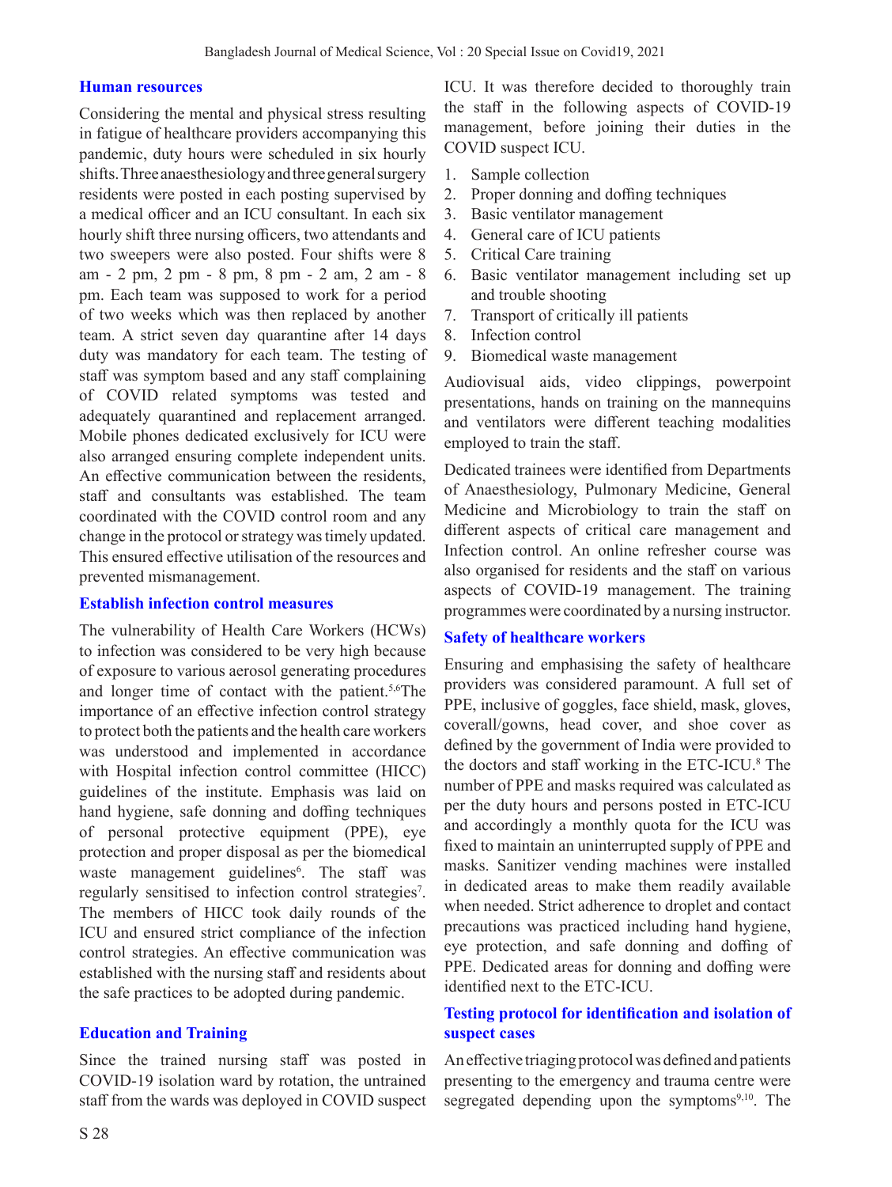## Human resources

Considering the mental and physical stress resulting in fatigue of healthcare providers accompanying this pandemic, duty hours were scheduled in six hourly shifts. Three anaesthesiology and three general surgery residents were posted in each posting supervised by a medical officer and an ICU consultant. In each six hourly shift three nursing officers, two attendants and two sweepers were also posted. Four shifts were 8 am - 2 pm, 2 pm - 8 pm, 8 pm - 2 am, 2 am - 8 pm. Each team was supposed to work for a period of two weeks which was then replaced by another team. A strict seven day quarantine after 14 days duty was mandatory for each team. The testing of staff was symptom based and any staff complaining of COVID related symptoms was tested and adequately quarantined and replacement arranged. Mobile phones dedicated exclusively for ICU were also arranged ensuring complete independent units. An effective communication between the residents, staff and consultants was established. The team coordinated with the COVID control room and any change in the protocol or strategy was timely updated. This ensured effective utilisation of the resources and prevented mismanagement.

## Establish infection control measures

The vulnerability of Health Care Workers (HCWs) to infection was considered to be very high because of exposure to various aerosol generating procedures and longer time of contact with the patient.[5,6] The importance of an effective infection control strategy to protect both the patients and the health care workers was understood and implemented in accordance with Hospital infection control committee (HICC) guidelines of the institute. Emphasis was laid on hand hygiene, safe donning and doffing techniques of personal protective equipment (PPE), eye protection and proper disposal as per the biomedical waste management guidelines[6]. The staff was regularly sensitised to infection control strategies[7]. The members of HICC took daily rounds of the ICU and ensured strict compliance of the infection control strategies. An effective communication was established with the nursing staff and residents about the safe practices to be adopted during pandemic.

## Education and Training

Since the trained nursing staff was posted in COVID-19 isolation ward by rotation, the untrained staff from the wards was deployed in COVID suspect ICU. It was therefore decided to thoroughly train the staff in the following aspects of COVID-19 management, before joining their duties in the COVID suspect ICU.

1. Sample collection
2. Proper donning and doffing techniques
3. Basic ventilator management
4. General care of ICU patients
5. Critical Care training
6. Basic ventilator management including set up and trouble shooting
7. Transport of critically ill patients
8. Infection control
9. Biomedical waste management

Audiovisual aids, video clippings, powerpoint presentations, hands on training on the mannequins and ventilators were different teaching modalities employed to train the staff.

Dedicated trainees were identified from Departments of Anaesthesiology, Pulmonary Medicine, General Medicine and Microbiology to train the staff on different aspects of critical care management and Infection control. An online refresher course was also organised for residents and the staff on various aspects of COVID-19 management. The training programmes were coordinated by a nursing instructor.

## Safety of healthcare workers

Ensuring and emphasising the safety of healthcare providers was considered paramount. A full set of PPE, inclusive of goggles, face shield, mask, gloves, coverall/gowns, head cover, and shoe cover as defined by the government of India were provided to the doctors and staff working in the ETC-ICU.[8] The number of PPE and masks required was calculated as per the duty hours and persons posted in ETC-ICU and accordingly a monthly quota for the ICU was fixed to maintain an uninterrupted supply of PPE and masks. Sanitizer vending machines were installed in dedicated areas to make them readily available when needed. Strict adherence to droplet and contact precautions was practiced including hand hygiene, eye protection, and safe donning and doffing of PPE. Dedicated areas for donning and doffing were identified next to the ETC-ICU.

## Testing protocol for identification and isolation of suspect cases

An effective triaging protocol was defined and patients presenting to the emergency and trauma centre were segregated depending upon the symptoms[9,10]. The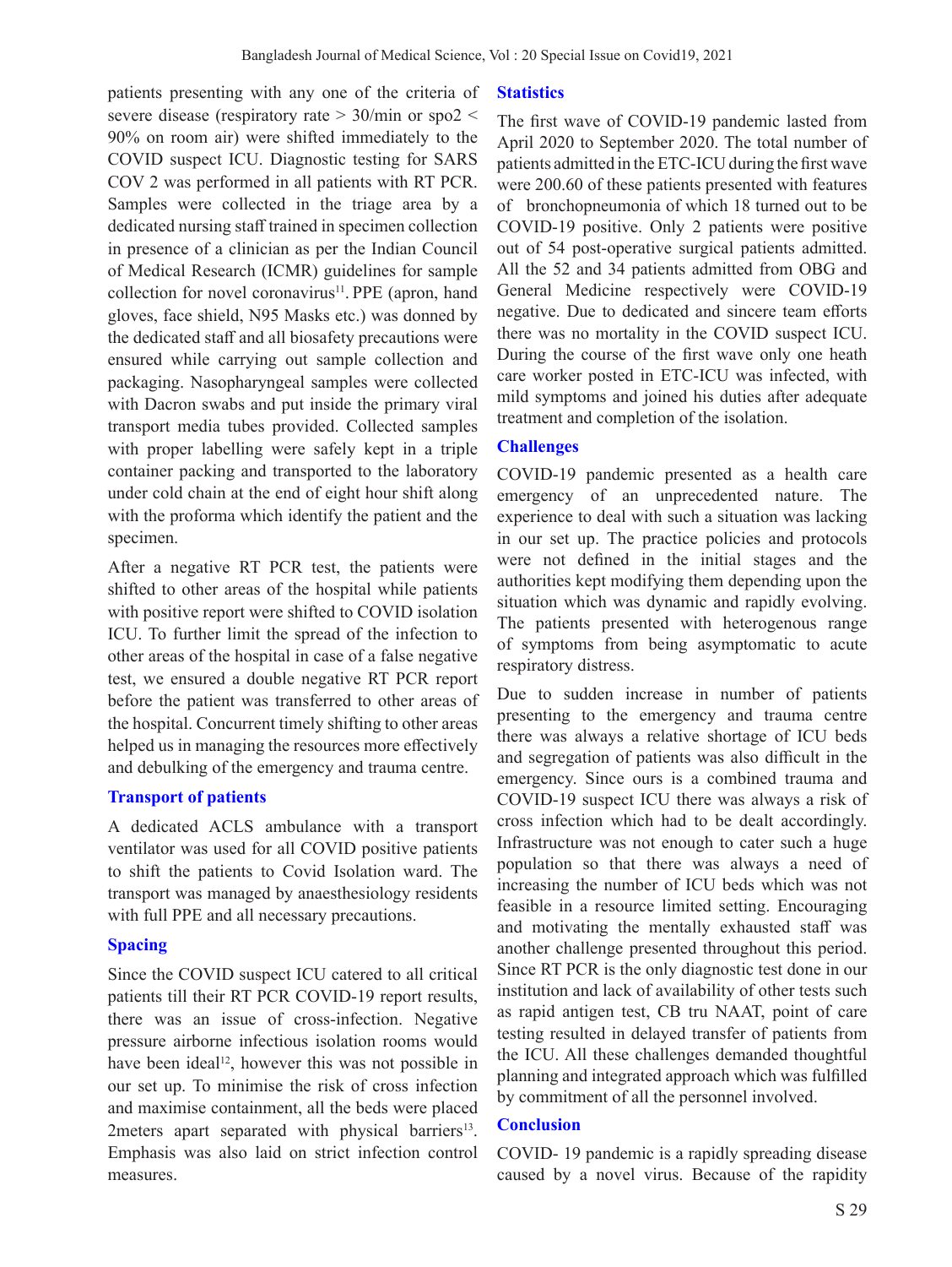patients presenting with any one of the criteria of severe disease (respiratory rate > 30/min or spo2 < 90% on room air) were shifted immediately to the COVID suspect ICU. Diagnostic testing for SARS COV 2 was performed in all patients with RT PCR. Samples were collected in the triage area by a dedicated nursing staff trained in specimen collection in presence of a clinician as per the Indian Council of Medical Research (ICMR) guidelines for sample collection for novel coronavirus[11]. PPE (apron, hand gloves, face shield, N95 Masks etc.) was donned by the dedicated staff and all biosafety precautions were ensured while carrying out sample collection and packaging. Nasopharyngeal samples were collected with Dacron swabs and put inside the primary viral transport media tubes provided. Collected samples with proper labelling were safely kept in a triple container packing and transported to the laboratory under cold chain at the end of eight hour shift along with the proforma which identify the patient and the specimen.

After a negative RT PCR test, the patients were shifted to other areas of the hospital while patients with positive report were shifted to COVID isolation ICU. To further limit the spread of the infection to other areas of the hospital in case of a false negative test, we ensured a double negative RT PCR report before the patient was transferred to other areas of the hospital. Concurrent timely shifting to other areas helped us in managing the resources more effectively and debulking of the emergency and trauma centre.

## Transport of patients

A dedicated ACLS ambulance with a transport ventilator was used for all COVID positive patients to shift the patients to Covid Isolation ward. The transport was managed by anaesthesiology residents with full PPE and all necessary precautions.

## Spacing

Since the COVID suspect ICU catered to all critical patients till their RT PCR COVID-19 report results, there was an issue of cross-infection. Negative pressure airborne infectious isolation rooms would have been ideal[12], however this was not possible in our set up. To minimise the risk of cross infection and maximise containment, all the beds were placed 2meters apart separated with physical barriers[13]. Emphasis was also laid on strict infection control measures.

## Statistics

The first wave of COVID-19 pandemic lasted from April 2020 to September 2020. The total number of patients admitted in the ETC-ICU during the first wave were 200.60 of these patients presented with features of bronchopneumonia of which 18 turned out to be COVID-19 positive. Only 2 patients were positive out of 54 post-operative surgical patients admitted. All the 52 and 34 patients admitted from OBG and General Medicine respectively were COVID-19 negative. Due to dedicated and sincere team efforts there was no mortality in the COVID suspect ICU. During the course of the first wave only one heath care worker posted in ETC-ICU was infected, with mild symptoms and joined his duties after adequate treatment and completion of the isolation.

## Challenges

COVID-19 pandemic presented as a health care emergency of an unprecedented nature. The experience to deal with such a situation was lacking in our set up. The practice policies and protocols were not defined in the initial stages and the authorities kept modifying them depending upon the situation which was dynamic and rapidly evolving. The patients presented with heterogenous range of symptoms from being asymptomatic to acute respiratory distress.

Due to sudden increase in number of patients presenting to the emergency and trauma centre there was always a relative shortage of ICU beds and segregation of patients was also difficult in the emergency. Since ours is a combined trauma and COVID-19 suspect ICU there was always a risk of cross infection which had to be dealt accordingly. Infrastructure was not enough to cater such a huge population so that there was always a need of increasing the number of ICU beds which was not feasible in a resource limited setting. Encouraging and motivating the mentally exhausted staff was another challenge presented throughout this period. Since RT PCR is the only diagnostic test done in our institution and lack of availability of other tests such as rapid antigen test, CB tru NAAT, point of care testing resulted in delayed transfer of patients from the ICU. All these challenges demanded thoughtful planning and integrated approach which was fulfilled by commitment of all the personnel involved.

## Conclusion

COVID- 19 pandemic is a rapidly spreading disease caused by a novel virus. Because of the rapidity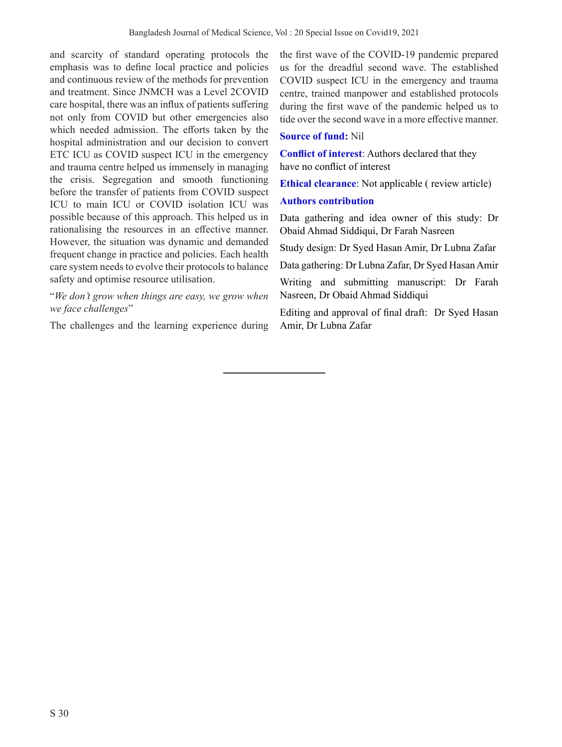and scarcity of standard operating protocols the emphasis was to define local practice and policies and continuous review of the methods for prevention and treatment. Since JNMCH was a Level 2COVID care hospital, there was an influx of patients suffering not only from COVID but other emergencies also which needed admission. The efforts taken by the hospital administration and our decision to convert ETC ICU as COVID suspect ICU in the emergency and trauma centre helped us immensely in managing the crisis. Segregation and smooth functioning before the transfer of patients from COVID suspect ICU to main ICU or COVID isolation ICU was possible because of this approach. This helped us in rationalising the resources in an effective manner. However, the situation was dynamic and demanded frequent change in practice and policies. Each health care system needs to evolve their protocols to balance safety and optimise resource utilisation.

"*We don't grow when things are easy, we grow when we face challenges*"

The challenges and the learning experience during the first wave of the COVID-19 pandemic prepared us for the dreadful second wave. The established COVID suspect ICU in the emergency and trauma centre, trained manpower and established protocols during the first wave of the pandemic helped us to tide over the second wave in a more effective manner.

**Source of fund:** Nil

**Conflict of interest**: Authors declared that they have no conflict of interest

**Ethical clearance**: Not applicable ( review article)

**Authors contribution**

Data gathering and idea owner of this study: Dr Obaid Ahmad Siddiqui, Dr Farah Nasreen

Study design: Dr Syed Hasan Amir, Dr Lubna Zafar

Data gathering: Dr Lubna Zafar, Dr Syed Hasan Amir

Writing and submitting manuscript: Dr Farah Nasreen, Dr Obaid Ahmad Siddiqui

Editing and approval of final draft: Dr Syed Hasan Amir, Dr Lubna Zafar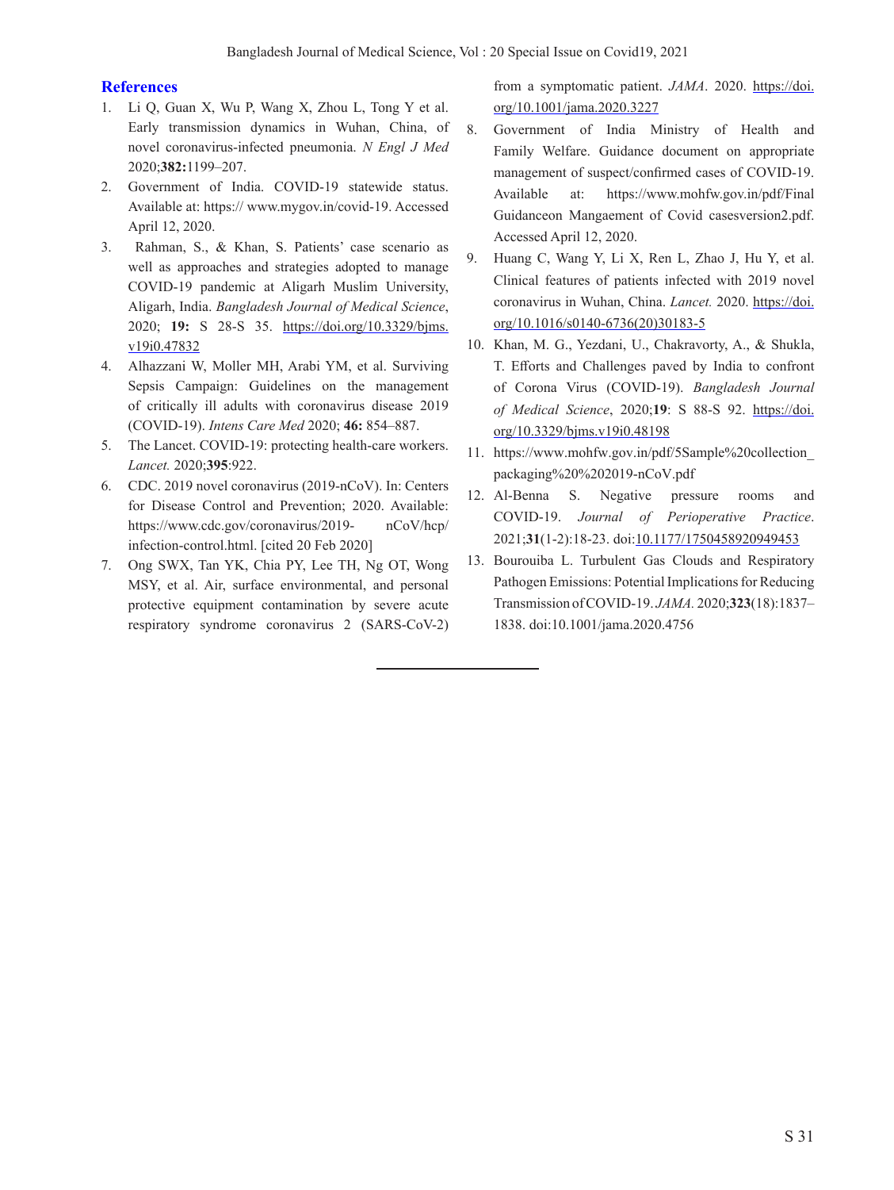## References

1. Li Q, Guan X, Wu P, Wang X, Zhou L, Tong Y et al. Early transmission dynamics in Wuhan, China, of novel coronavirus-infected pneumonia. *N Engl J Med* 2020;**382:**1199–207.
2. Government of India. COVID-19 statewide status. Available at: https:// www.mygov.in/covid-19. Accessed April 12, 2020.
3. Rahman, S., & Khan, S. Patients' case scenario as well as approaches and strategies adopted to manage COVID-19 pandemic at Aligarh Muslim University, Aligarh, India. *Bangladesh Journal of Medical Science*, 2020; **19:** S 28-S 35. https://doi.org/10.3329/bjms.v19i0.47832
4. Alhazzani W, Moller MH, Arabi YM, et al. Surviving Sepsis Campaign: Guidelines on the management of critically ill adults with coronavirus disease 2019 (COVID-19). *Intens Care Med* 2020; **46:** 854–887.
5. The Lancet. COVID-19: protecting health-care workers. *Lancet.* 2020;**395**:922.
6. CDC. 2019 novel coronavirus (2019-nCoV). In: Centers for Disease Control and Prevention; 2020. Available: https://www.cdc.gov/coronavirus/2019- nCoV/hcp/infection-control.html. [cited 20 Feb 2020]
7. Ong SWX, Tan YK, Chia PY, Lee TH, Ng OT, Wong MSY, et al. Air, surface environmental, and personal protective equipment contamination by severe acute respiratory syndrome coronavirus 2 (SARS-CoV-2) from a symptomatic patient. *JAMA*. 2020. https://doi.org/10.1001/jama.2020.3227
8. Government of India Ministry of Health and Family Welfare. Guidance document on appropriate management of suspect/confirmed cases of COVID-19. Available at: https://www.mohfw.gov.in/pdf/Final Guidanceon Mangaement of Covid casesversion2.pdf. Accessed April 12, 2020.
9. Huang C, Wang Y, Li X, Ren L, Zhao J, Hu Y, et al. Clinical features of patients infected with 2019 novel coronavirus in Wuhan, China. *Lancet.* 2020. https://doi.org/10.1016/s0140-6736(20)30183-5
10. Khan, M. G., Yezdani, U., Chakravorty, A., & Shukla, T. Efforts and Challenges paved by India to confront of Corona Virus (COVID-19). *Bangladesh Journal of Medical Science*, 2020;**19**: S 88-S 92. https://doi.org/10.3329/bjms.v19i0.48198
11. https://www.mohfw.gov.in/pdf/5Sample%20collection_packaging%20%202019-nCoV.pdf
12. Al-Benna S. Negative pressure rooms and COVID-19. *Journal of Perioperative Practice*. 2021;**31**(1-2):18-23. doi:10.1177/1750458920949453
13. Bourouiba L. Turbulent Gas Clouds and Respiratory Pathogen Emissions: Potential Implications for Reducing Transmission of COVID-19. *JAMA.* 2020;**323**(18):1837–1838. doi:10.1001/jama.2020.4756